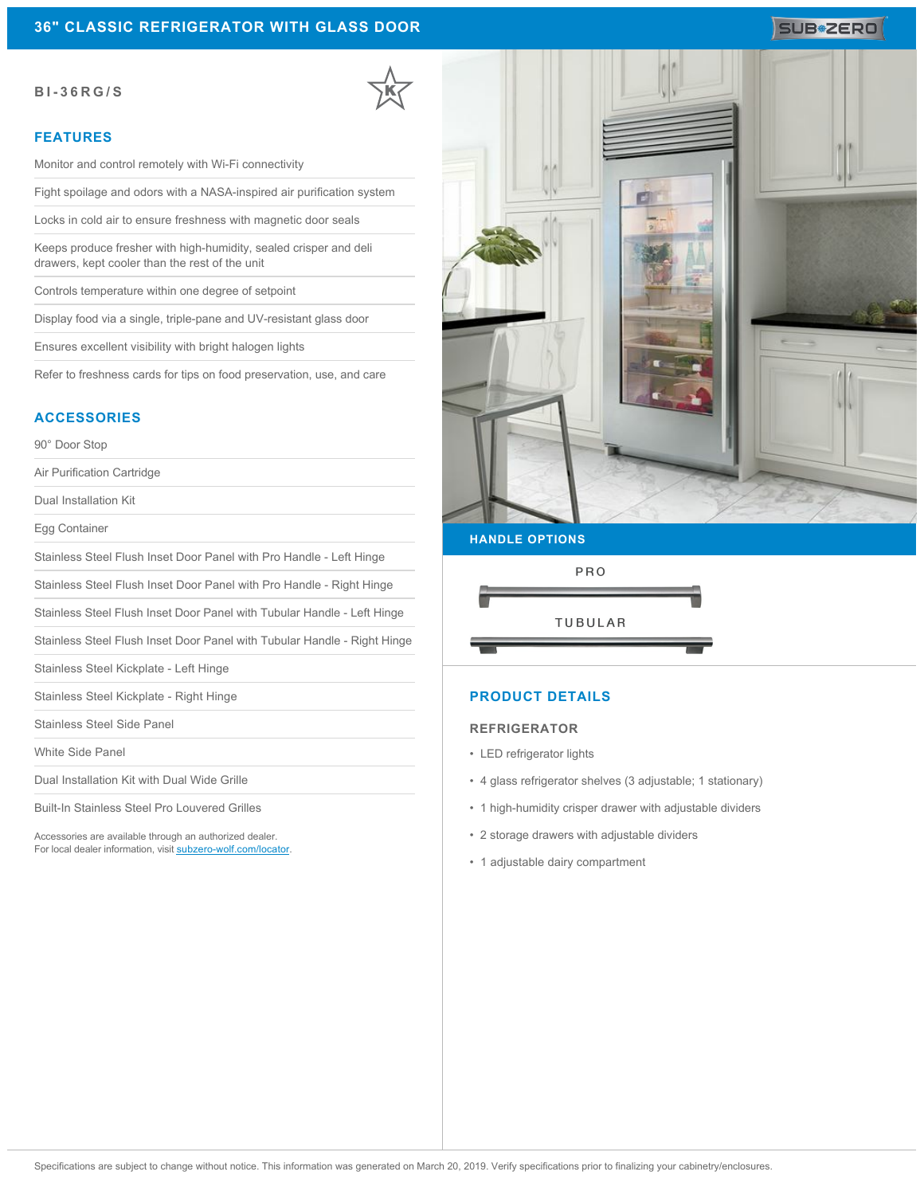# 36" CLASSIC REFRIGERATOR WITH GLASS DOOR

**BI-36RG/S**

## FEATURES

- Monitor and control remotely with Wi-Fi connectivity
- Fight spoilage and odors with a NASA-inspired air purification system
- Locks in cold air to ensure freshness with magnetic door seals
- Keeps produce fresher with high-humidity, sealed crisper and deli drawers, kept cooler than the rest of the unit
- Controls temperature within one degree of setpoint
- Display food via a single, triple-pane and UV-resistant glass door
- Ensures excellent visibility with bright halogen lights
- Refer to freshness cards for tips on food preservation, use, and care

## ACCESSORIES

- 90° Door Stop
- Air Purification Cartridge
- Dual Installation Kit
- Egg Container
- Stainless Steel Flush Inset Door Panel with Pro Handle - Left Hinge
- Stainless Steel Flush Inset Door Panel with Pro Handle - Right Hinge
- Stainless Steel Flush Inset Door Panel with Tubular Handle - Left Hinge
- Stainless Steel Flush Inset Door Panel with Tubular Handle - Right Hinge
- Stainless Steel Kickplate - Left Hinge
- Stainless Steel Kickplate - Right Hinge
- Stainless Steel Side Panel
- White Side Panel
- Dual Installation Kit with Dual Wide Grille
- Built-In Stainless Steel Pro Louvered Grilles

Accessories are available through an authorized dealer.
For local dealer information, visit subzero-wolf.com/locator.

## HANDLE OPTIONS

PRO

TUBULAR

## PRODUCT DETAILS

### REFRIGERATOR

- LED refrigerator lights
- 4 glass refrigerator shelves (3 adjustable; 1 stationary)
- 1 high-humidity crisper drawer with adjustable dividers
- 2 storage drawers with adjustable dividers
- 1 adjustable dairy compartment

Specifications are subject to change without notice. This information was generated on March 20, 2019. Verify specifications prior to finalizing your cabinetry/enclosures.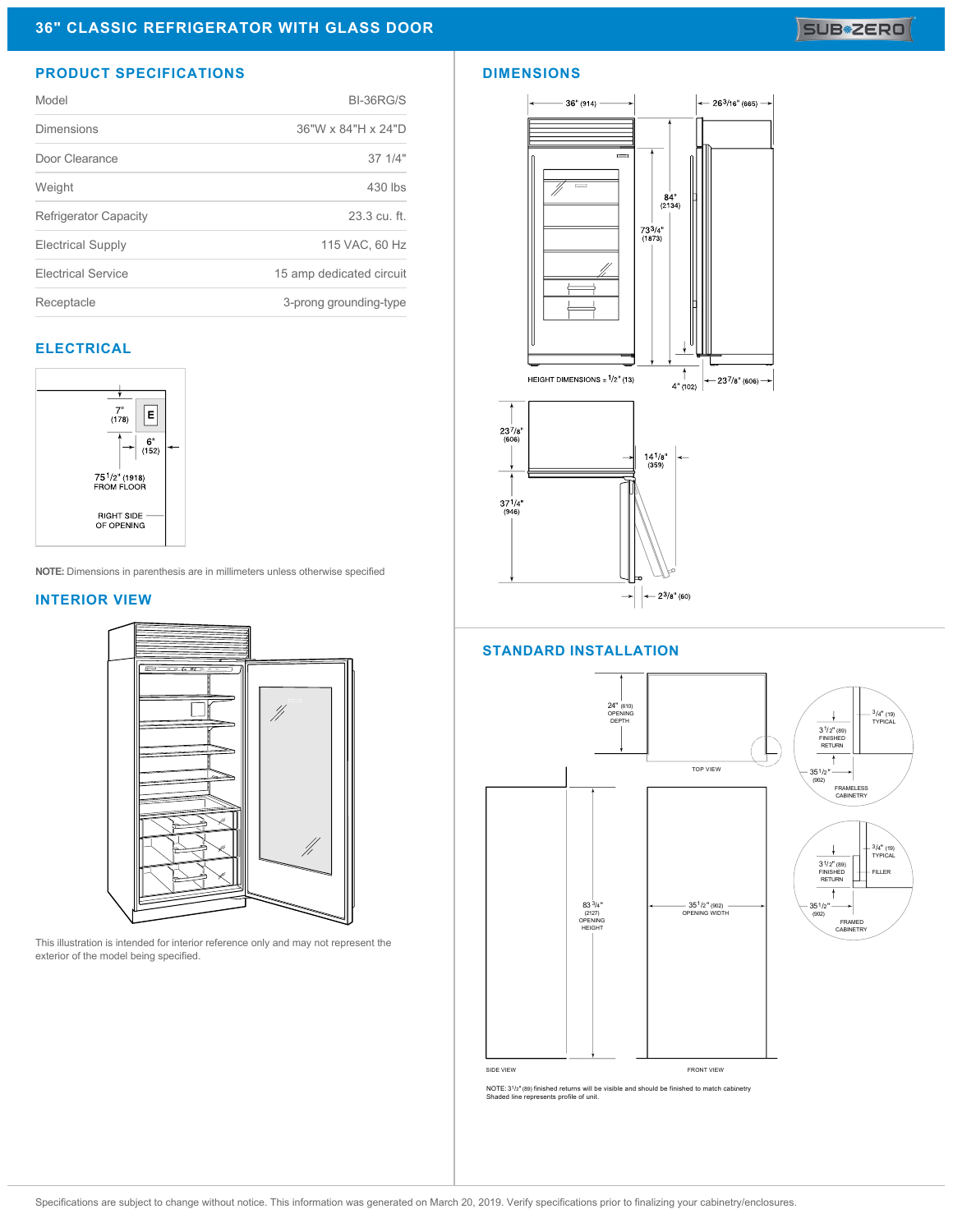# 36" CLASSIC REFRIGERATOR WITH GLASS DOOR

## PRODUCT SPECIFICATIONS

| | |
|---|---|
| Model | BI-36RG/S |
| Dimensions | 36"W x 84"H x 24"D |
| Door Clearance | 37 1/4" |
| Weight | 430 lbs |
| Refrigerator Capacity | 23.3 cu. ft. |
| Electrical Supply | 115 VAC, 60 Hz |
| Electrical Service | 15 amp dedicated circuit |
| Receptacle | 3-prong grounding-type |

## ELECTRICAL

7" (178)
E
6" (152)
75 1/2" (1918) FROM FLOOR
RIGHT SIDE OF OPENING

**NOTE:** Dimensions in parenthesis are in millimeters unless otherwise specified

## INTERIOR VIEW

This illustration is intended for interior reference only and may not represent the exterior of the model being specified.

## DIMENSIONS

36" (914)
26 3/16" (665)
84" (2134)
73 3/4" (1873)
HEIGHT DIMENSIONS ± 1/2" (13)
4" (102)
23 7/8" (606)
23 7/8" (606)
14 1/8" (359)
37 1/4" (946)
2 3/8" (60)

## STANDARD INSTALLATION

24" (610) OPENING DEPTH
TOP VIEW
83 3/4" (2127) OPENING HEIGHT
35 1/2" (902) OPENING WIDTH
SIDE VIEW
FRONT VIEW

3/4" (19) TYPICAL
3 1/2" (89) FINISHED RETURN
35 1/2" (902)
FRAMELESS CABINETRY

3/4" (19) TYPICAL
3 1/2" (89) FINISHED RETURN
FILLER
35 1/2" (902)
FRAMED CABINETRY

NOTE: 3 1/2" (89) finished returns will be visible and should be finished to match cabinetry
Shaded line represents profile of unit.

Specifications are subject to change without notice. This information was generated on March 20, 2019. Verify specifications prior to finalizing your cabinetry/enclosures.